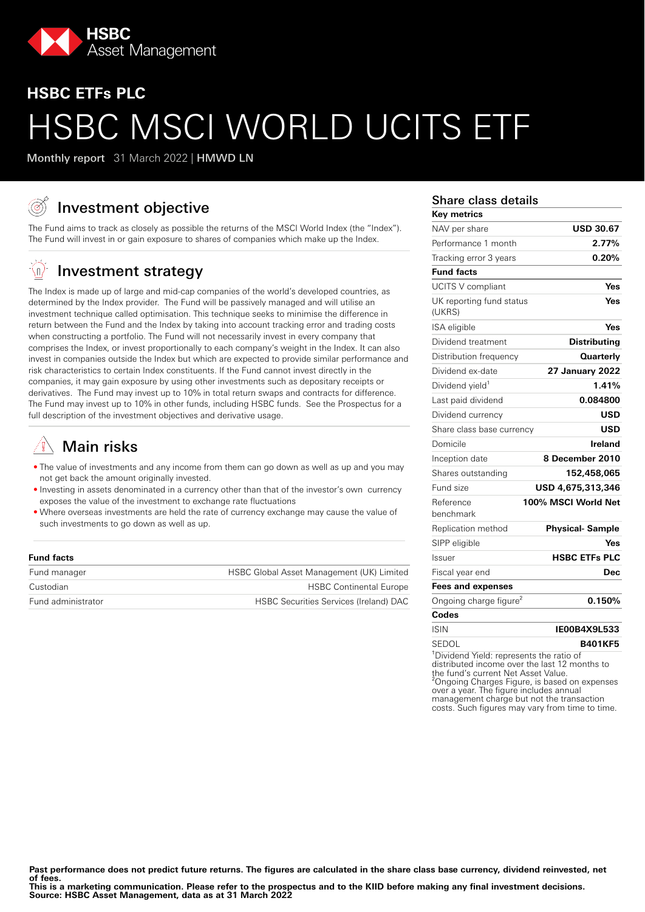HSBC Asset Management

## HSBC ETFs PLC

# HSBC MSCI WORLD UCITS ETF

**Monthly report** 31 March 2022 | **HMWD LN**

## Investment objective

The Fund aims to track as closely as possible the returns of the MSCI World Index (the "Index"). The Fund will invest in or gain exposure to shares of companies which make up the Index.

## Investment strategy

The Index is made up of large and mid-cap companies of the world's developed countries, as determined by the Index provider. The Fund will be passively managed and will utilise an investment technique called optimisation. This technique seeks to minimise the difference in return between the Fund and the Index by taking into account tracking error and trading costs when constructing a portfolio. The Fund will not necessarily invest in every company that comprises the Index, or invest proportionally to each company's weight in the Index. It can also invest in companies outside the Index but which are expected to provide similar performance and risk characteristics to certain Index constituents. If the Fund cannot invest directly in the companies, it may gain exposure by using other investments such as depositary receipts or derivatives. The Fund may invest up to 10% in total return swaps and contracts for difference. The Fund may invest up to 10% in other funds, including HSBC funds. See the Prospectus for a full description of the investment objectives and derivative usage.

## Main risks

- The value of investments and any income from them can go down as well as up and you may not get back the amount originally invested.
- Investing in assets denominated in a currency other than that of the investor's own currency exposes the value of the investment to exchange rate fluctuations
- Where overseas investments are held the rate of currency exchange may cause the value of such investments to go down as well as up.

**Fund facts**

| | |
|---|---|
| Fund manager | HSBC Global Asset Management (UK) Limited |
| Custodian | HSBC Continental Europe |
| Fund administrator | HSBC Securities Services (Ireland) DAC |

## Share class details

| **Key metrics** | |
|---|---|
| NAV per share | **USD 30.67** |
| Performance 1 month | **2.77%** |
| Tracking error 3 years | **0.20%** |
| **Fund facts** | |
| UCITS V compliant | **Yes** |
| UK reporting fund status (UKRS) | **Yes** |
| ISA eligible | **Yes** |
| Dividend treatment | **Distributing** |
| Distribution frequency | **Quarterly** |
| Dividend ex-date | **27 January 2022** |
| Dividend yield[1] | **1.41%** |
| Last paid dividend | **0.084800** |
| Dividend currency | **USD** |
| Share class base currency | **USD** |
| Domicile | **Ireland** |
| Inception date | **8 December 2010** |
| Shares outstanding | **152,458,065** |
| Fund size | **USD 4,675,313,346** |
| Reference benchmark | **100% MSCI World Net** |
| Replication method | **Physical- Sample** |
| SIPP eligible | **Yes** |
| Issuer | **HSBC ETFs PLC** |
| Fiscal year end | **Dec** |
| **Fees and expenses** | |
| Ongoing charge figure[2] | **0.150%** |
| **Codes** | |
| ISIN | **IE00B4X9L533** |
| SEDOL | **B401KF5** |

[1]Dividend Yield: represents the ratio of distributed income over the last 12 months to the fund's current Net Asset Value.
[2]Ongoing Charges Figure, is based on expenses over a year. The figure includes annual management charge but not the transaction costs. Such figures may vary from time to time.

**Past performance does not predict future returns. The figures are calculated in the share class base currency, dividend reinvested, net of fees.**
**This is a marketing communication. Please refer to the prospectus and to the KIID before making any final investment decisions.**
**Source: HSBC Asset Management, data as at 31 March 2022**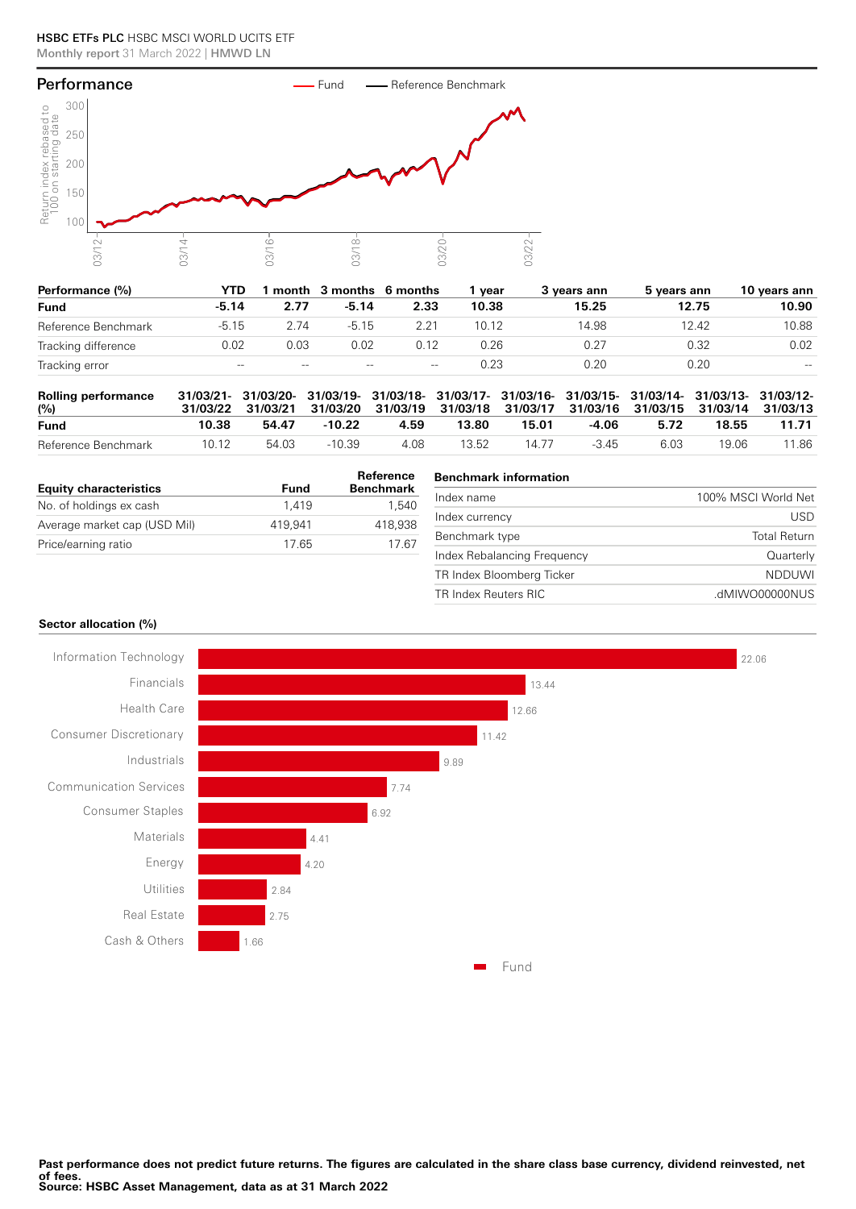## Performance

Fund — Reference Benchmark

| Performance (%) | YTD | 1 month | 3 months | 6 months | 1 year | 3 years ann | 5 years ann | 10 years ann |
|---|---|---|---|---|---|---|---|---|
| **Fund** | **-5.14** | **2.77** | **-5.14** | **2.33** | **10.38** | **15.25** | **12.75** | **10.90** |
| Reference Benchmark | -5.15 | 2.74 | -5.15 | 2.21 | 10.12 | 14.98 | 12.42 | 10.88 |
| Tracking difference | 0.02 | 0.03 | 0.02 | 0.12 | 0.26 | 0.27 | 0.32 | 0.02 |
| Tracking error | -- | -- | -- | -- | 0.23 | 0.20 | 0.20 | -- |

| Rolling performance (%) | 31/03/21-31/03/22 | 31/03/20-31/03/21 | 31/03/19-31/03/20 | 31/03/18-31/03/19 | 31/03/17-31/03/18 | 31/03/16-31/03/17 | 31/03/15-31/03/16 | 31/03/14-31/03/15 | 31/03/13-31/03/14 | 31/03/12-31/03/13 |
|---|---|---|---|---|---|---|---|---|---|---|
| **Fund** | **10.38** | **54.47** | **-10.22** | **4.59** | **13.80** | **15.01** | **-4.06** | **5.72** | **18.55** | **11.71** |
| Reference Benchmark | 10.12 | 54.03 | -10.39 | 4.08 | 13.52 | 14.77 | -3.45 | 6.03 | 19.06 | 11.86 |

| Equity characteristics | Fund | Reference Benchmark |
|---|---|---|
| No. of holdings ex cash | 1,419 | 1,540 |
| Average market cap (USD Mil) | 419,941 | 418,938 |
| Price/earning ratio | 17.65 | 17.67 |

| Benchmark information | |
|---|---|
| Index name | 100% MSCI World Net |
| Index currency | USD |
| Benchmark type | Total Return |
| Index Rebalancing Frequency | Quarterly |
| TR Index Bloomberg Ticker | NDDUWI |
| TR Index Reuters RIC | .dMIWO00000NUS |

### Sector allocation (%)

| Sector | Fund |
|---|---|
| Information Technology | 22.06 |
| Financials | 13.44 |
| Health Care | 12.66 |
| Consumer Discretionary | 11.42 |
| Industrials | 9.89 |
| Communication Services | 7.74 |
| Consumer Staples | 6.92 |
| Materials | 4.41 |
| Energy | 4.20 |
| Utilities | 2.84 |
| Real Estate | 2.75 |
| Cash & Others | 1.66 |

**Past performance does not predict future returns. The figures are calculated in the share class base currency, dividend reinvested, net of fees.**
**Source: HSBC Asset Management, data as at 31 March 2022**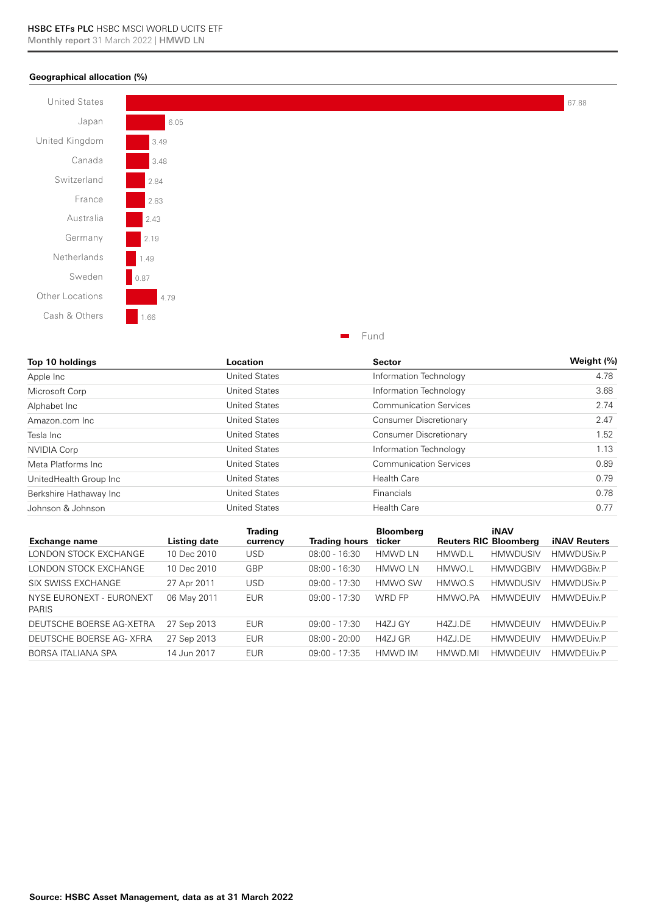**Geographical allocation (%)**

| Location | Fund |
| --- | --- |
| United States | 67.88 |
| Japan | 6.05 |
| United Kingdom | 3.49 |
| Canada | 3.48 |
| Switzerland | 2.84 |
| France | 2.83 |
| Australia | 2.43 |
| Germany | 2.19 |
| Netherlands | 1.49 |
| Sweden | 0.87 |
| Other Locations | 4.79 |
| Cash & Others | 1.66 |

| Top 10 holdings | Location | Sector | Weight (%) |
| --- | --- | --- | --- |
| Apple Inc | United States | Information Technology | 4.78 |
| Microsoft Corp | United States | Information Technology | 3.68 |
| Alphabet Inc | United States | Communication Services | 2.74 |
| Amazon.com Inc | United States | Consumer Discretionary | 2.47 |
| Tesla Inc | United States | Consumer Discretionary | 1.52 |
| NVIDIA Corp | United States | Information Technology | 1.13 |
| Meta Platforms Inc | United States | Communication Services | 0.89 |
| UnitedHealth Group Inc | United States | Health Care | 0.79 |
| Berkshire Hathaway Inc | United States | Financials | 0.78 |
| Johnson & Johnson | United States | Health Care | 0.77 |

| Exchange name | Listing date | Trading currency | Trading hours | Bloomberg ticker | Reuters RIC | iNAV Bloomberg | iNAV Reuters |
| --- | --- | --- | --- | --- | --- | --- | --- |
| LONDON STOCK EXCHANGE | 10 Dec 2010 | USD | 08:00 - 16:30 | HMWD LN | HMWD.L | HMWDUSIV | HMWDUSiv.P |
| LONDON STOCK EXCHANGE | 10 Dec 2010 | GBP | 08:00 - 16:30 | HMWO LN | HMWO.L | HMWDGBIV | HMWDGBiv.P |
| SIX SWISS EXCHANGE | 27 Apr 2011 | USD | 09:00 - 17:30 | HMWO SW | HMWO.S | HMWDUSIV | HMWDUSiv.P |
| NYSE EURONEXT - EURONEXT PARIS | 06 May 2011 | EUR | 09:00 - 17:30 | WRD FP | HMWO.PA | HMWDEUIV | HMWDEUiv.P |
| DEUTSCHE BOERSE AG-XETRA | 27 Sep 2013 | EUR | 09:00 - 17:30 | H4ZJ GY | H4ZJ.DE | HMWDEUIV | HMWDEUiv.P |
| DEUTSCHE BOERSE AG- XFRA | 27 Sep 2013 | EUR | 08:00 - 20:00 | H4ZJ GR | H4ZJ.DE | HMWDEUIV | HMWDEUiv.P |
| BORSA ITALIANA SPA | 14 Jun 2017 | EUR | 09:00 - 17:35 | HMWD IM | HMWD.MI | HMWDEUIV | HMWDEUiv.P |

**Source: HSBC Asset Management, data as at 31 March 2022**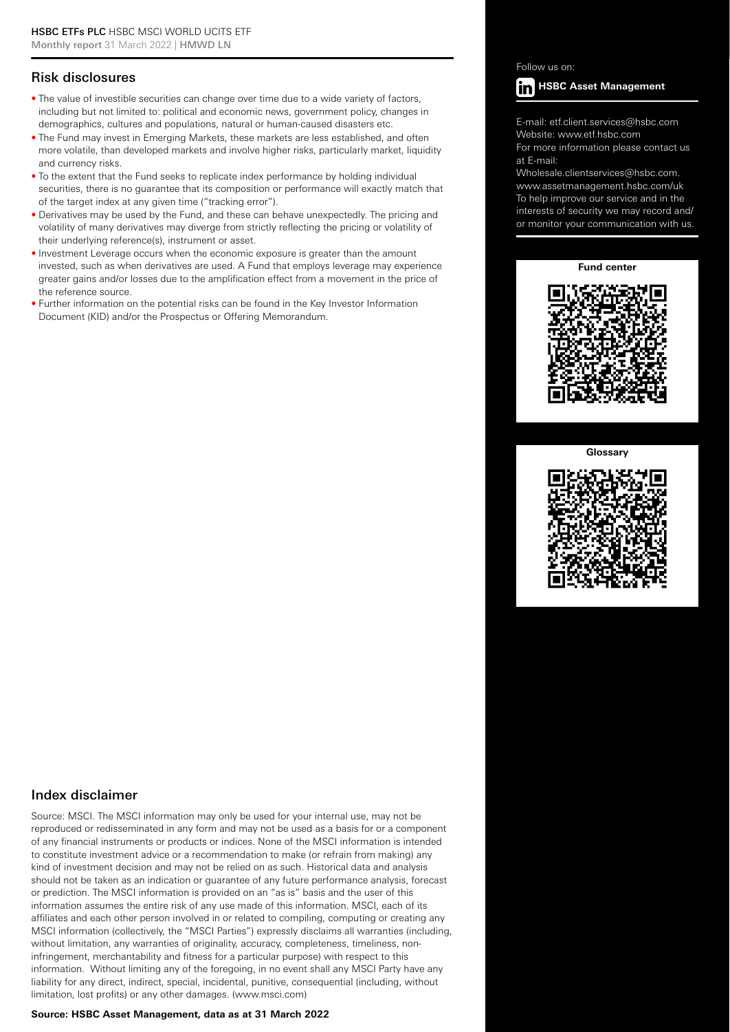## Risk disclosures

- The value of investible securities can change over time due to a wide variety of factors, including but not limited to: political and economic news, government policy, changes in demographics, cultures and populations, natural or human-caused disasters etc.
- The Fund may invest in Emerging Markets, these markets are less established, and often more volatile, than developed markets and involve higher risks, particularly market, liquidity and currency risks.
- To the extent that the Fund seeks to replicate index performance by holding individual securities, there is no guarantee that its composition or performance will exactly match that of the target index at any given time ("tracking error").
- Derivatives may be used by the Fund, and these can behave unexpectedly. The pricing and volatility of many derivatives may diverge from strictly reflecting the pricing or volatility of their underlying reference(s), instrument or asset.
- Investment Leverage occurs when the economic exposure is greater than the amount invested, such as when derivatives are used. A Fund that employs leverage may experience greater gains and/or losses due to the amplification effect from a movement in the price of the reference source.
- Further information on the potential risks can be found in the Key Investor Information Document (KID) and/or the Prospectus or Offering Memorandum.

Follow us on:

**HSBC Asset Management**

E-mail: etf.client.services@hsbc.com
Website: www.etf.hsbc.com
For more information please contact us at E-mail:
Wholesale.clientservices@hsbc.com.
www.assetmanagement.hsbc.com/uk
To help improve our service and in the interests of security we may record and/or monitor your communication with us.

**Fund center**

**Glossary**

## Index disclaimer

Source: MSCI. The MSCI information may only be used for your internal use, may not be reproduced or redisseminated in any form and may not be used as a basis for or a component of any financial instruments or products or indices. None of the MSCI information is intended to constitute investment advice or a recommendation to make (or refrain from making) any kind of investment decision and may not be relied on as such. Historical data and analysis should not be taken as an indication or guarantee of any future performance analysis, forecast or prediction. The MSCI information is provided on an "as is" basis and the user of this information assumes the entire risk of any use made of this information. MSCI, each of its affiliates and each other person involved in or related to compiling, computing or creating any MSCI information (collectively, the "MSCI Parties") expressly disclaims all warranties (including, without limitation, any warranties of originality, accuracy, completeness, timeliness, non-infringement, merchantability and fitness for a particular purpose) with respect to this information. Without limiting any of the foregoing, in no event shall any MSCI Party have any liability for any direct, indirect, special, incidental, punitive, consequential (including, without limitation, lost profits) or any other damages. (www.msci.com)

**Source: HSBC Asset Management, data as at 31 March 2022**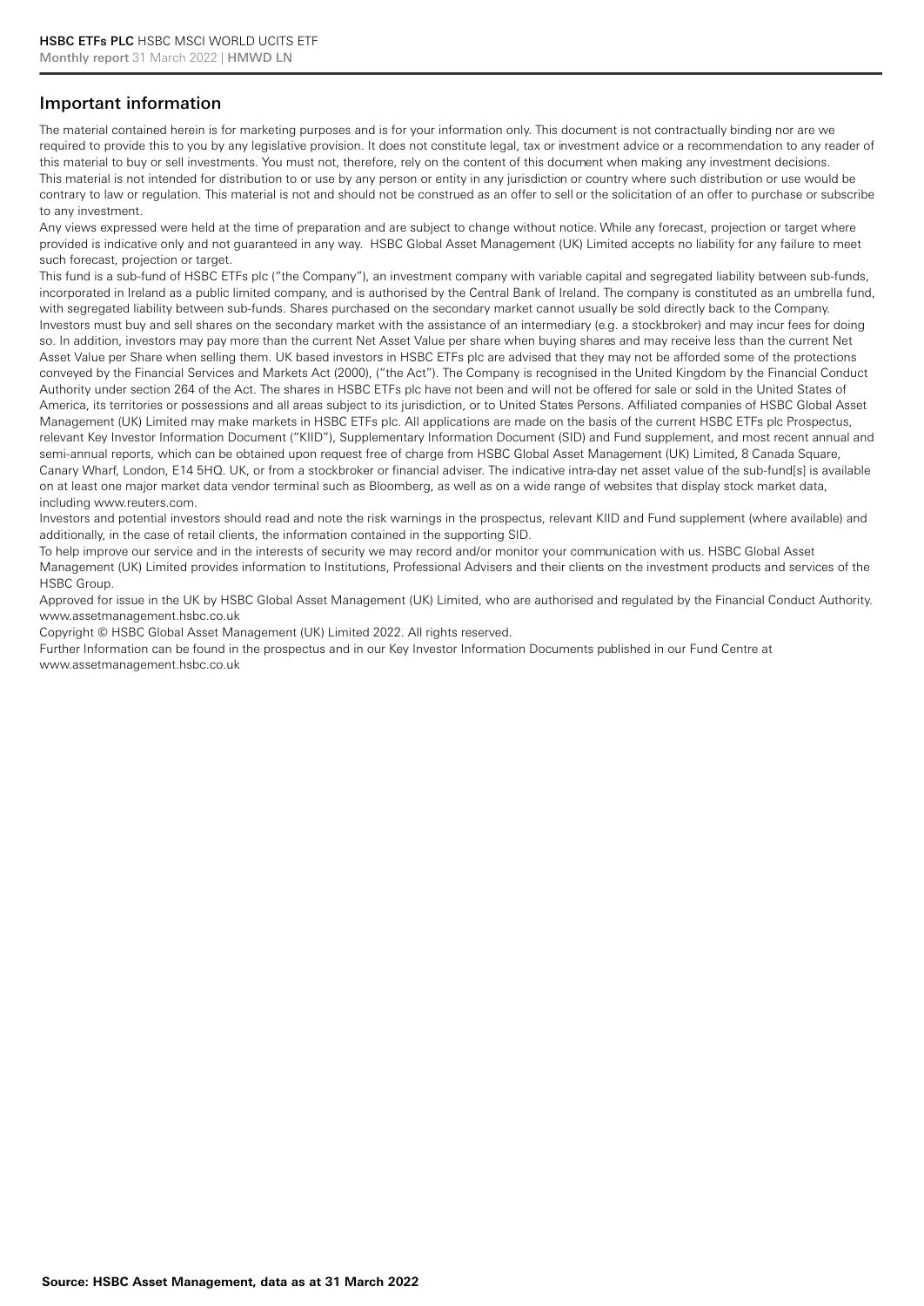## Important information

The material contained herein is for marketing purposes and is for your information only. This document is not contractually binding nor are we required to provide this to you by any legislative provision. It does not constitute legal, tax or investment advice or a recommendation to any reader of this material to buy or sell investments. You must not, therefore, rely on the content of this document when making any investment decisions.
This material is not intended for distribution to or use by any person or entity in any jurisdiction or country where such distribution or use would be contrary to law or regulation. This material is not and should not be construed as an offer to sell or the solicitation of an offer to purchase or subscribe to any investment.
Any views expressed were held at the time of preparation and are subject to change without notice. While any forecast, projection or target where provided is indicative only and not guaranteed in any way. HSBC Global Asset Management (UK) Limited accepts no liability for any failure to meet such forecast, projection or target.
This fund is a sub-fund of HSBC ETFs plc ("the Company"), an investment company with variable capital and segregated liability between sub-funds, incorporated in Ireland as a public limited company, and is authorised by the Central Bank of Ireland. The company is constituted as an umbrella fund, with segregated liability between sub-funds. Shares purchased on the secondary market cannot usually be sold directly back to the Company. Investors must buy and sell shares on the secondary market with the assistance of an intermediary (e.g. a stockbroker) and may incur fees for doing so. In addition, investors may pay more than the current Net Asset Value per share when buying shares and may receive less than the current Net Asset Value per Share when selling them. UK based investors in HSBC ETFs plc are advised that they may not be afforded some of the protections conveyed by the Financial Services and Markets Act (2000), ("the Act"). The Company is recognised in the United Kingdom by the Financial Conduct Authority under section 264 of the Act. The shares in HSBC ETFs plc have not been and will not be offered for sale or sold in the United States of America, its territories or possessions and all areas subject to its jurisdiction, or to United States Persons. Affiliated companies of HSBC Global Asset Management (UK) Limited may make markets in HSBC ETFs plc. All applications are made on the basis of the current HSBC ETFs plc Prospectus, relevant Key Investor Information Document ("KIID"), Supplementary Information Document (SID) and Fund supplement, and most recent annual and semi-annual reports, which can be obtained upon request free of charge from HSBC Global Asset Management (UK) Limited, 8 Canada Square, Canary Wharf, London, E14 5HQ. UK, or from a stockbroker or financial adviser. The indicative intra-day net asset value of the sub-fund[s] is available on at least one major market data vendor terminal such as Bloomberg, as well as on a wide range of websites that display stock market data, including www.reuters.com.
Investors and potential investors should read and note the risk warnings in the prospectus, relevant KIID and Fund supplement (where available) and additionally, in the case of retail clients, the information contained in the supporting SID.
To help improve our service and in the interests of security we may record and/or monitor your communication with us. HSBC Global Asset Management (UK) Limited provides information to Institutions, Professional Advisers and their clients on the investment products and services of the HSBC Group.
Approved for issue in the UK by HSBC Global Asset Management (UK) Limited, who are authorised and regulated by the Financial Conduct Authority.
www.assetmanagement.hsbc.co.uk
Copyright © HSBC Global Asset Management (UK) Limited 2022. All rights reserved.
Further Information can be found in the prospectus and in our Key Investor Information Documents published in our Fund Centre at www.assetmanagement.hsbc.co.uk

**Source: HSBC Asset Management, data as at 31 March 2022**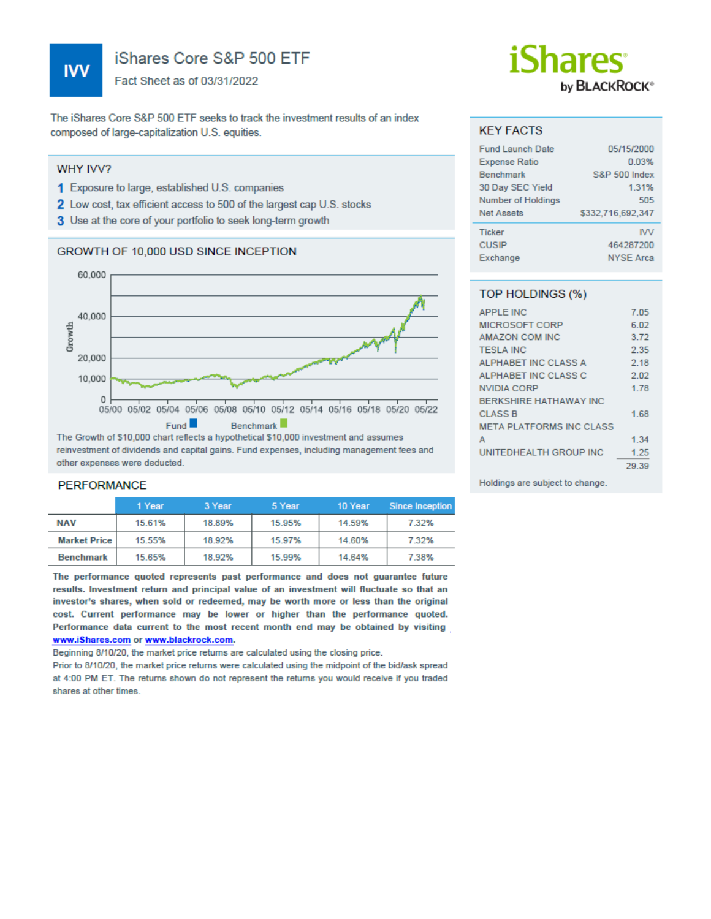# IVV

## iShares Core S&P 500 ETF

Fact Sheet as of 03/31/2022

iShares by BLACKROCK®

The iShares Core S&P 500 ETF seeks to track the investment results of an index composed of large-capitalization U.S. equities.

### WHY IVV?

1. Exposure to large, established U.S. companies
2. Low cost, tax efficient access to 500 of the largest cap U.S. stocks
3. Use at the core of your portfolio to seek long-term growth

### GROWTH OF 10,000 USD SINCE INCEPTION

Fund ■ Benchmark ■

The Growth of $10,000 chart reflects a hypothetical $10,000 investment and assumes reinvestment of dividends and capital gains. Fund expenses, including management fees and other expenses were deducted.

### PERFORMANCE

| | 1 Year | 3 Year | 5 Year | 10 Year | Since Inception |
|---|---|---|---|---|---|
| **NAV** | 15.61% | 18.89% | 15.95% | 14.59% | 7.32% |
| **Market Price** | 15.55% | 18.92% | 15.97% | 14.60% | 7.32% |
| **Benchmark** | 15.65% | 18.92% | 15.99% | 14.64% | 7.38% |

**The performance quoted represents past performance and does not guarantee future results. Investment return and principal value of an investment will fluctuate so that an investor's shares, when sold or redeemed, may be worth more or less than the original cost. Current performance may be lower or higher than the performance quoted. Performance data current to the most recent month end may be obtained by visiting [www.iShares.com](http://www.iShares.com) or [www.blackrock.com](http://www.blackrock.com).**

Beginning 8/10/20, the market price returns are calculated using the closing price. Prior to 8/10/20, the market price returns were calculated using the midpoint of the bid/ask spread at 4:00 PM ET. The returns shown do not represent the returns you would receive if you traded shares at other times.

### KEY FACTS

| | |
|---|---|
| Fund Launch Date | 05/15/2000 |
| Expense Ratio | 0.03% |
| Benchmark | S&P 500 Index |
| 30 Day SEC Yield | 1.31% |
| Number of Holdings | 505 |
| Net Assets | $332,716,692,347 |
| Ticker | IVV |
| CUSIP | 464287200 |
| Exchange | NYSE Arca |

### TOP HOLDINGS (%)

| | |
|---|---|
| APPLE INC | 7.05 |
| MICROSOFT CORP | 6.02 |
| AMAZON COM INC | 3.72 |
| TESLA INC | 2.35 |
| ALPHABET INC CLASS A | 2.18 |
| ALPHABET INC CLASS C | 2.02 |
| NVIDIA CORP | 1.78 |
| BERKSHIRE HATHAWAY INC CLASS B | 1.68 |
| META PLATFORMS INC CLASS A | 1.34 |
| UNITEDHEALTH GROUP INC | 1.25 |
| | 29.39 |

Holdings are subject to change.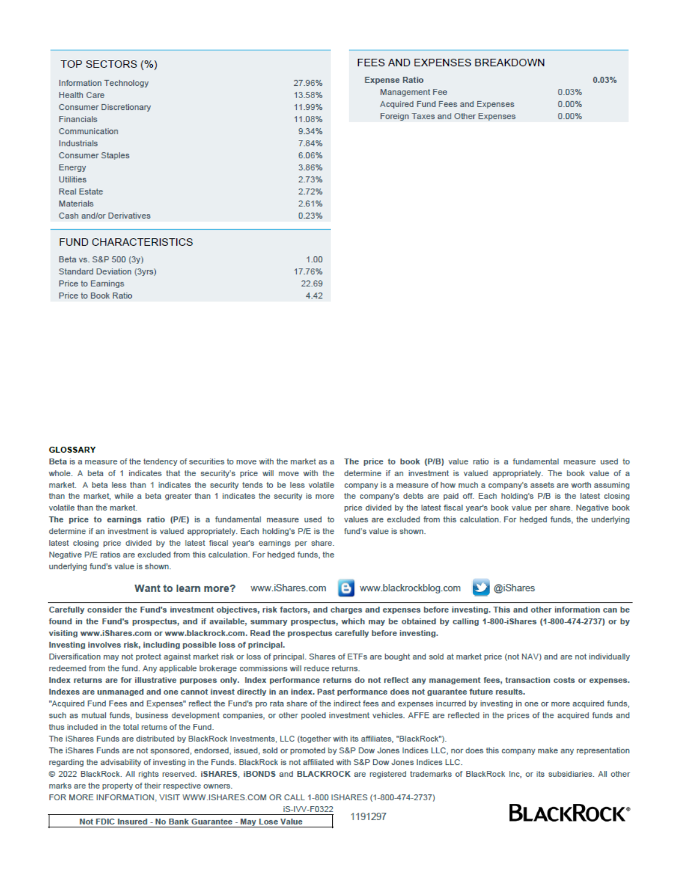## TOP SECTORS (%)

| Sector | % |
|---|---|
| Information Technology | 27.96% |
| Health Care | 13.58% |
| Consumer Discretionary | 11.99% |
| Financials | 11.08% |
| Communication | 9.34% |
| Industrials | 7.84% |
| Consumer Staples | 6.06% |
| Energy | 3.86% |
| Utilities | 2.73% |
| Real Estate | 2.72% |
| Materials | 2.61% |
| Cash and/or Derivatives | 0.23% |

## FEES AND EXPENSES BREAKDOWN

| | | |
|---|---|---|
| **Expense Ratio** | | **0.03%** |
| Management Fee | 0.03% | |
| Acquired Fund Fees and Expenses | 0.00% | |
| Foreign Taxes and Other Expenses | 0.00% | |

## FUND CHARACTERISTICS

| Characteristic | Value |
|---|---|
| Beta vs. S&P 500 (3y) | 1.00 |
| Standard Deviation (3yrs) | 17.76% |
| Price to Earnings | 22.69 |
| Price to Book Ratio | 4.42 |

### GLOSSARY

**Beta** is a measure of the tendency of securities to move with the market as a whole. A beta of 1 indicates that the security's price will move with the market. A beta less than 1 indicates the security tends to be less volatile than the market, while a beta greater than 1 indicates the security is more volatile than the market.

**The price to earnings ratio (P/E)** is a fundamental measure used to determine if an investment is valued appropriately. Each holding's P/E is the latest closing price divided by the latest fiscal year's earnings per share. Negative P/E ratios are excluded from this calculation. For hedged funds, the underlying fund's value is shown.

**The price to book (P/B)** value ratio is a fundamental measure used to determine if an investment is valued appropriately. The book value of a company is a measure of how much a company's assets are worth assuming the company's debts are paid off. Each holding's P/B is the latest closing price divided by the latest fiscal year's book value per share. Negative book values are excluded from this calculation. For hedged funds, the underlying fund's value is shown.

**Want to learn more?** www.iShares.com www.blackrockblog.com @iShares

**Carefully consider the Fund's investment objectives, risk factors, and charges and expenses before investing. This and other information can be found in the Fund's prospectus, and if available, summary prospectus, which may be obtained by calling 1-800-iShares (1-800-474-2737) or by visiting www.iShares.com or www.blackrock.com. Read the prospectus carefully before investing.**

**Investing involves risk, including possible loss of principal.**

Diversification may not protect against market risk or loss of principal. Shares of ETFs are bought and sold at market price (not NAV) and are not individually redeemed from the fund. Any applicable brokerage commissions will reduce returns.

**Index returns are for illustrative purposes only. Index performance returns do not reflect any management fees, transaction costs or expenses. Indexes are unmanaged and one cannot invest directly in an index. Past performance does not guarantee future results.**

"Acquired Fund Fees and Expenses" reflect the Fund's pro rata share of the indirect fees and expenses incurred by investing in one or more acquired funds, such as mutual funds, business development companies, or other pooled investment vehicles. AFFE are reflected in the prices of the acquired funds and thus included in the total returns of the Fund.

The iShares Funds are distributed by BlackRock Investments, LLC (together with its affiliates, "BlackRock").

The iShares Funds are not sponsored, endorsed, issued, sold or promoted by S&P Dow Jones Indices LLC, nor does this company make any representation regarding the advisability of investing in the Funds. BlackRock is not affiliated with S&P Dow Jones Indices LLC.

© 2022 BlackRock. All rights reserved. **iSHARES**, **iBONDS** and **BLACKROCK** are registered trademarks of BlackRock Inc, or its subsidiaries. All other marks are the property of their respective owners.

FOR MORE INFORMATION, VISIT WWW.ISHARES.COM OR CALL 1-800 ISHARES (1-800-474-2737)

iS-IVV-F0322

**Not FDIC Insured - No Bank Guarantee - May Lose Value**

1191297

BLACKROCK®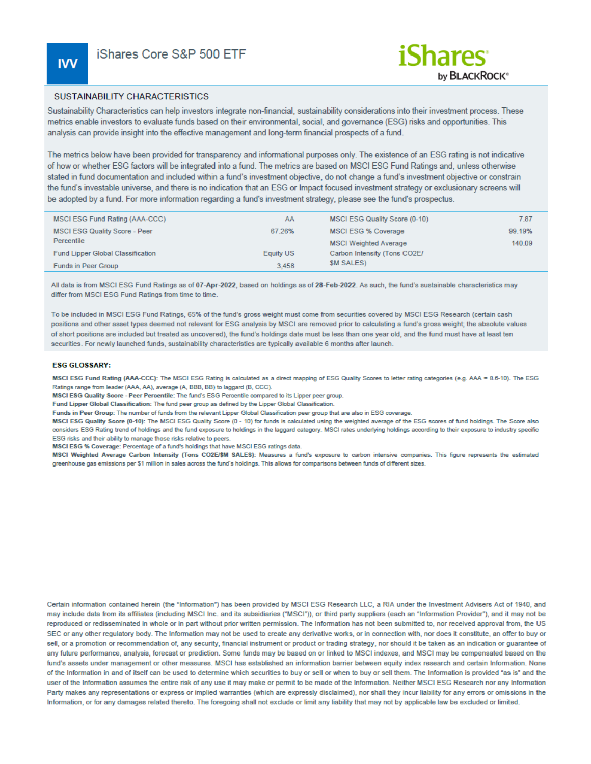IVV

# iShares Core S&P 500 ETF

iShares by BLACKROCK®

## SUSTAINABILITY CHARACTERISTICS

Sustainability Characteristics can help investors integrate non-financial, sustainability considerations into their investment process. These metrics enable investors to evaluate funds based on their environmental, social, and governance (ESG) risks and opportunities. This analysis can provide insight into the effective management and long-term financial prospects of a fund.

The metrics below have been provided for transparency and informational purposes only. The existence of an ESG rating is not indicative of how or whether ESG factors will be integrated into a fund. The metrics are based on MSCI ESG Fund Ratings and, unless otherwise stated in fund documentation and included within a fund's investment objective, do not change a fund's investment objective or constrain the fund's investable universe, and there is no indication that an ESG or Impact focused investment strategy or exclusionary screens will be adopted by a fund. For more information regarding a fund's investment strategy, please see the fund's prospectus.

| | | | |
|---|---|---|---|
| MSCI ESG Fund Rating (AAA-CCC) | AA | MSCI ESG Quality Score (0-10) | 7.87 |
| MSCI ESG Quality Score - Peer Percentile | 67.26% | MSCI ESG % Coverage | 99.19% |
| Fund Lipper Global Classification | Equity US | MSCI Weighted Average Carbon Intensity (Tons CO2E/ $M SALES) | 140.09 |
| Funds in Peer Group | 3,458 | | |

All data is from MSCI ESG Fund Ratings as of **07-Apr-2022**, based on holdings as of **28-Feb-2022**. As such, the fund's sustainable characteristics may differ from MSCI ESG Fund Ratings from time to time.

To be included in MSCI ESG Fund Ratings, 65% of the fund's gross weight must come from securities covered by MSCI ESG Research (certain cash positions and other asset types deemed not relevant for ESG analysis by MSCI are removed prior to calculating a fund's gross weight; the absolute values of short positions are included but treated as uncovered), the fund's holdings date must be less than one year old, and the fund must have at least ten securities. For newly launched funds, sustainability characteristics are typically available 6 months after launch.

**ESG GLOSSARY:**

**MSCI ESG Fund Rating (AAA-CCC):** The MSCI ESG Rating is calculated as a direct mapping of ESG Quality Scores to letter rating categories (e.g. AAA = 8.6-10). The ESG Ratings range from leader (AAA, AA), average (A, BBB, BB) to laggard (B, CCC).
**MSCI ESG Quality Score - Peer Percentile:** The fund's ESG Percentile compared to its Lipper peer group.
**Fund Lipper Global Classification:** The fund peer group as defined by the Lipper Global Classification.
**Funds in Peer Group:** The number of funds from the relevant Lipper Global Classification peer group that are also in ESG coverage.
**MSCI ESG Quality Score (0-10):** The MSCI ESG Quality Score (0 - 10) for funds is calculated using the weighted average of the ESG scores of fund holdings. The Score also considers ESG Rating trend of holdings and the fund exposure to holdings in the laggard category. MSCI rates underlying holdings according to their exposure to industry specific ESG risks and their ability to manage those risks relative to peers.
**MSCI ESG % Coverage:** Percentage of a fund's holdings that have MSCI ESG ratings data.
**MSCI Weighted Average Carbon Intensity (Tons CO2E/$M SALES):** Measures a fund's exposure to carbon intensive companies. This figure represents the estimated greenhouse gas emissions per $1 million in sales across the fund's holdings. This allows for comparisons between funds of different sizes.

Certain information contained herein (the "Information") has been provided by MSCI ESG Research LLC, a RIA under the Investment Advisers Act of 1940, and may include data from its affiliates (including MSCI Inc. and its subsidiaries ("MSCI")), or third party suppliers (each an "Information Provider"), and it may not be reproduced or redisseminated in whole or in part without prior written permission. The Information has not been submitted to, nor received approval from, the US SEC or any other regulatory body. The Information may not be used to create any derivative works, or in connection with, nor does it constitute, an offer to buy or sell, or a promotion or recommendation of, any security, financial instrument or product or trading strategy, nor should it be taken as an indication or guarantee of any future performance, analysis, forecast or prediction. Some funds may be based on or linked to MSCI indexes, and MSCI may be compensated based on the fund's assets under management or other measures. MSCI has established an information barrier between equity index research and certain Information. None of the Information in and of itself can be used to determine which securities to buy or sell or when to buy or sell them. The Information is provided "as is" and the user of the Information assumes the entire risk of any use it may make or permit to be made of the Information. Neither MSCI ESG Research nor any Information Party makes any representations or express or implied warranties (which are expressly disclaimed), nor shall they incur liability for any errors or omissions in the Information, or for any damages related thereto. The foregoing shall not exclude or limit any liability that may not by applicable law be excluded or limited.